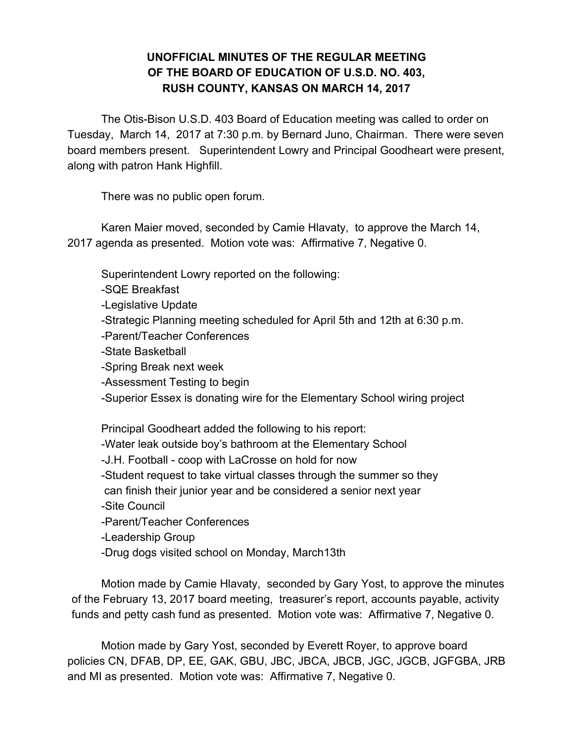# UNOFFICIAL MINUTES OF THE REGULAR MEETING OF THE BOARD OF EDUCATION OF U.S.D. NO. 403, RUSH COUNTY, KANSAS ON MARCH 14, 2017

The Otis-Bison U.S.D. 403 Board of Education meeting was called to order on Tuesday, March 14, 2017 at 7:30 p.m. by Bernard Juno, Chairman. There were seven board members present. Superintendent Lowry and Principal Goodheart were present, along with patron Hank Highfill.

There was no public open forum.

Karen Maier moved, seconded by Camie Hlavaty, to approve the March 14, 2017 agenda as presented. Motion vote was: Affirmative 7, Negative 0.

Superintendent Lowry reported on the following:

- -SQE Breakfast
- -Legislative Update
- -Strategic Planning meeting scheduled for April 5th and 12th at 6:30 p.m.
- -Parent/Teacher Conferences
- -State Basketball
- -Spring Break next week
- -Assessment Testing to begin
- -Superior Essex is donating wire for the Elementary School wiring project

Principal Goodheart added the following to his report:

- -Water leak outside boy's bathroom at the Elementary School
- -J.H. Football - coop with LaCrosse on hold for now
- -Student request to take virtual classes through the summer so they can finish their junior year and be considered a senior next year
- -Site Council
- -Parent/Teacher Conferences
- -Leadership Group
- -Drug dogs visited school on Monday, March13th

Motion made by Camie Hlavaty, seconded by Gary Yost, to approve the minutes of the February 13, 2017 board meeting, treasurer's report, accounts payable, activity funds and petty cash fund as presented. Motion vote was: Affirmative 7, Negative 0.

Motion made by Gary Yost, seconded by Everett Royer, to approve board policies CN, DFAB, DP, EE, GAK, GBU, JBC, JBCA, JBCB, JGC, JGCB, JGFGBA, JRB and MI as presented. Motion vote was: Affirmative 7, Negative 0.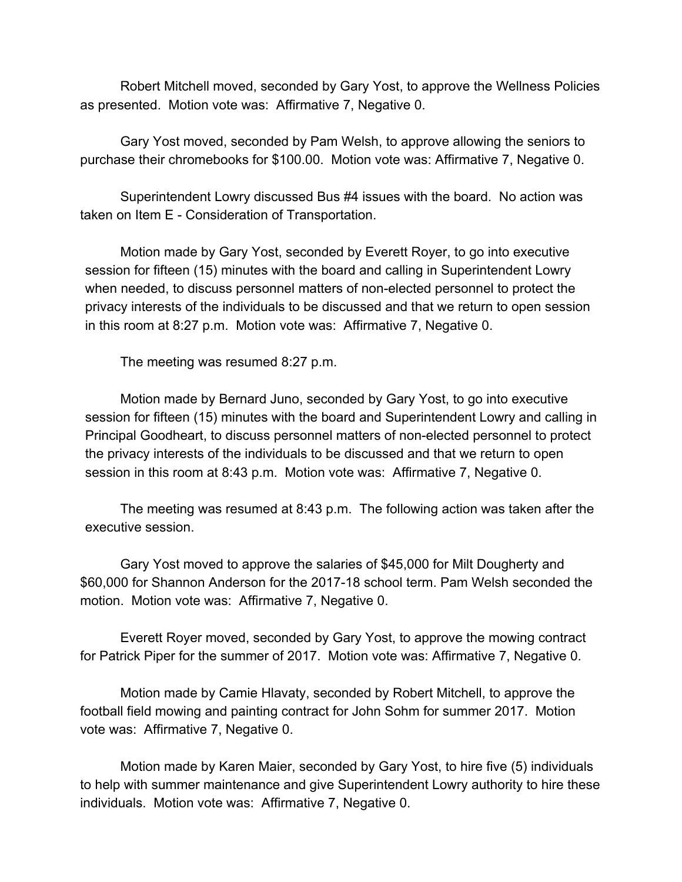Robert Mitchell moved, seconded by Gary Yost, to approve the Wellness Policies as presented. Motion vote was: Affirmative 7, Negative 0.

Gary Yost moved, seconded by Pam Welsh, to approve allowing the seniors to purchase their chromebooks for $100.00. Motion vote was: Affirmative 7, Negative 0.

Superintendent Lowry discussed Bus #4 issues with the board. No action was taken on Item E - Consideration of Transportation.

Motion made by Gary Yost, seconded by Everett Royer, to go into executive session for fifteen (15) minutes with the board and calling in Superintendent Lowry when needed, to discuss personnel matters of non-elected personnel to protect the privacy interests of the individuals to be discussed and that we return to open session in this room at 8:27 p.m. Motion vote was: Affirmative 7, Negative 0.

The meeting was resumed 8:27 p.m.

Motion made by Bernard Juno, seconded by Gary Yost, to go into executive session for fifteen (15) minutes with the board and Superintendent Lowry and calling in Principal Goodheart, to discuss personnel matters of non-elected personnel to protect the privacy interests of the individuals to be discussed and that we return to open session in this room at 8:43 p.m. Motion vote was: Affirmative 7, Negative 0.

The meeting was resumed at 8:43 p.m. The following action was taken after the executive session.

Gary Yost moved to approve the salaries of $45,000 for Milt Dougherty and $60,000 for Shannon Anderson for the 2017-18 school term. Pam Welsh seconded the motion. Motion vote was: Affirmative 7, Negative 0.

Everett Royer moved, seconded by Gary Yost, to approve the mowing contract for Patrick Piper for the summer of 2017. Motion vote was: Affirmative 7, Negative 0.

Motion made by Camie Hlavaty, seconded by Robert Mitchell, to approve the football field mowing and painting contract for John Sohm for summer 2017. Motion vote was: Affirmative 7, Negative 0.

Motion made by Karen Maier, seconded by Gary Yost, to hire five (5) individuals to help with summer maintenance and give Superintendent Lowry authority to hire these individuals. Motion vote was: Affirmative 7, Negative 0.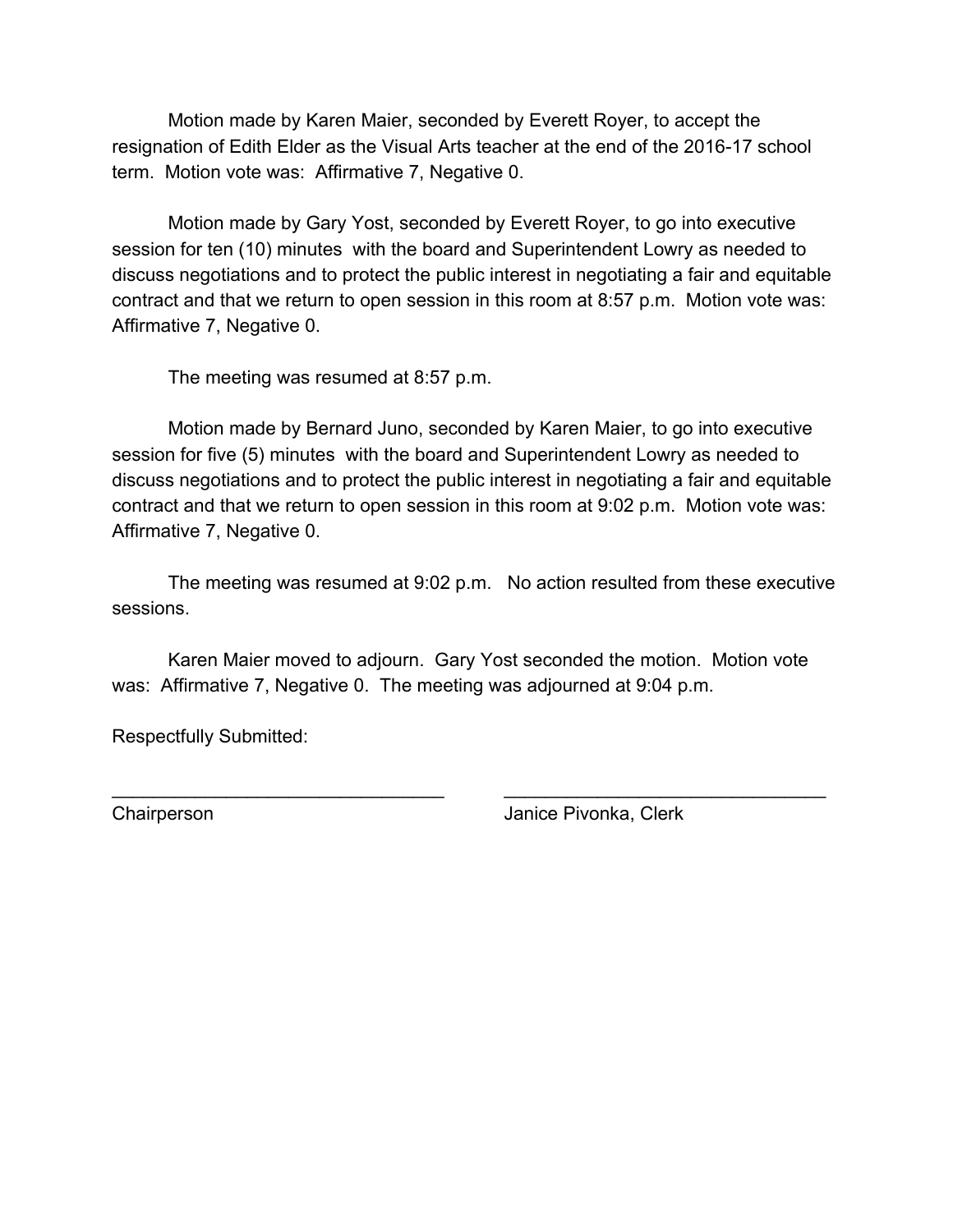Motion made by Karen Maier, seconded by Everett Royer, to accept the resignation of Edith Elder as the Visual Arts teacher at the end of the 2016-17 school term. Motion vote was: Affirmative 7, Negative 0.

Motion made by Gary Yost, seconded by Everett Royer, to go into executive session for ten (10) minutes with the board and Superintendent Lowry as needed to discuss negotiations and to protect the public interest in negotiating a fair and equitable contract and that we return to open session in this room at 8:57 p.m. Motion vote was: Affirmative 7, Negative 0.

The meeting was resumed at 8:57 p.m.

Motion made by Bernard Juno, seconded by Karen Maier, to go into executive session for five (5) minutes with the board and Superintendent Lowry as needed to discuss negotiations and to protect the public interest in negotiating a fair and equitable contract and that we return to open session in this room at 9:02 p.m. Motion vote was: Affirmative 7, Negative 0.

The meeting was resumed at 9:02 p.m. No action resulted from these executive sessions.

Karen Maier moved to adjourn. Gary Yost seconded the motion. Motion vote was: Affirmative 7, Negative 0. The meeting was adjourned at 9:04 p.m.

Respectfully Submitted:

| | |
|---|---|
| ________________________________ | ________________________________ |
| Chairperson | Janice Pivonka, Clerk |